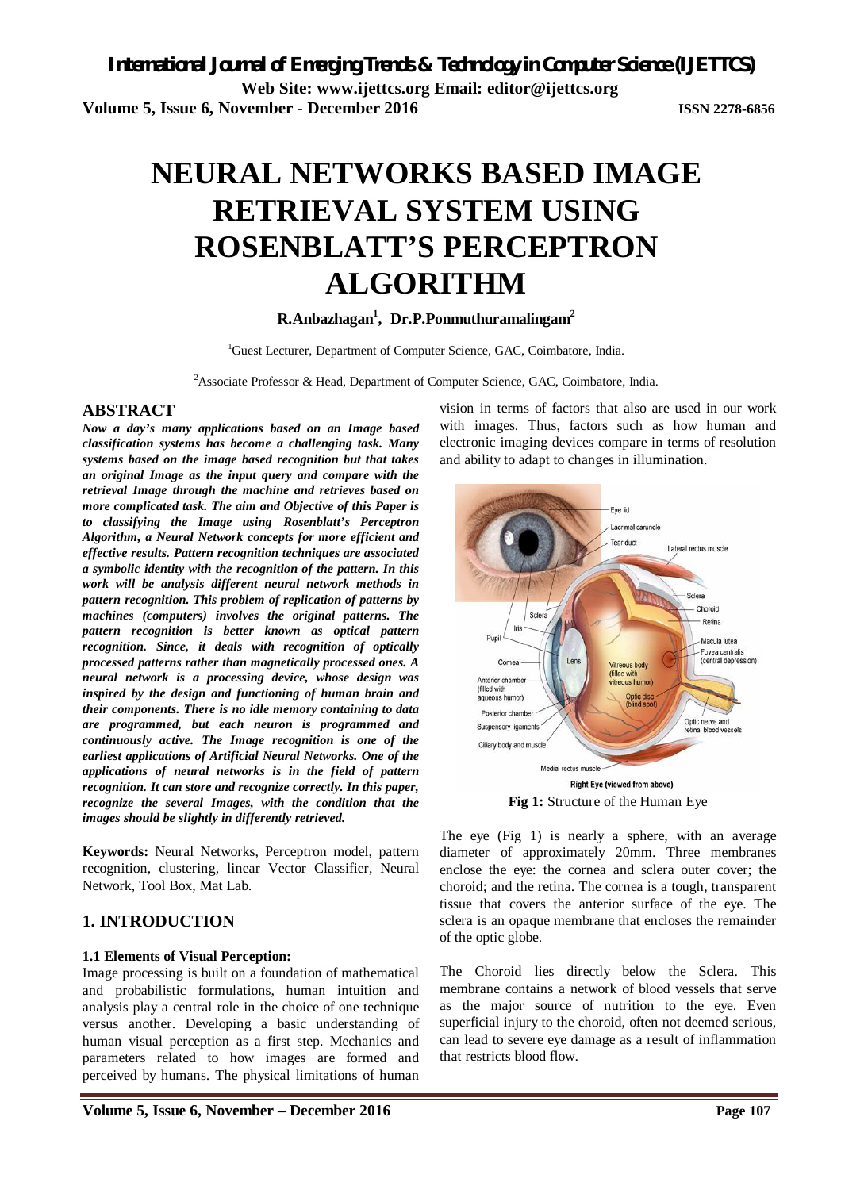# NEURAL NETWORKS BASED IMAGE RETRIEVAL SYSTEM USING ROSENBLATT'S PERCEPTRON ALGORITHM

**R.Anbazhagan[1], Dr.P.Ponmuthuramalingam[2]**

[1]Guest Lecturer, Department of Computer Science, GAC, Coimbatore, India.

[2]Associate Professor & Head, Department of Computer Science, GAC, Coimbatore, India.

## ABSTRACT

***Now a day's many applications based on an Image based classification systems has become a challenging task. Many systems based on the image based recognition but that takes an original Image as the input query and compare with the retrieval Image through the machine and retrieves based on more complicated task. The aim and Objective of this Paper is to classifying the Image using Rosenblatt's Perceptron Algorithm, a Neural Network concepts for more efficient and effective results. Pattern recognition techniques are associated a symbolic identity with the recognition of the pattern. In this work will be analysis different neural network methods in pattern recognition. This problem of replication of patterns by machines (computers) involves the original patterns. The pattern recognition is better known as optical pattern recognition. Since, it deals with recognition of optically processed patterns rather than magnetically processed ones. A neural network is a processing device, whose design was inspired by the design and functioning of human brain and their components. There is no idle memory containing to data are programmed, but each neuron is programmed and continuously active. The Image recognition is one of the earliest applications of Artificial Neural Networks. One of the applications of neural networks is in the field of pattern recognition. It can store and recognize correctly. In this paper, recognize the several Images, with the condition that the images should be slightly in differently retrieved.***

**Keywords:** Neural Networks, Perceptron model, pattern recognition, clustering, linear Vector Classifier, Neural Network, Tool Box, Mat Lab.

## 1. INTRODUCTION

### 1.1 Elements of Visual Perception:

Image processing is built on a foundation of mathematical and probabilistic formulations, human intuition and analysis play a central role in the choice of one technique versus another. Developing a basic understanding of human visual perception as a first step. Mechanics and parameters related to how images are formed and perceived by humans. The physical limitations of human vision in terms of factors that also are used in our work with images. Thus, factors such as how human and electronic imaging devices compare in terms of resolution and ability to adapt to changes in illumination.

**Fig 1:** Structure of the Human Eye

The eye (Fig 1) is nearly a sphere, with an average diameter of approximately 20mm. Three membranes enclose the eye: the cornea and sclera outer cover; the choroid; and the retina. The cornea is a tough, transparent tissue that covers the anterior surface of the eye. The sclera is an opaque membrane that encloses the remainder of the optic globe.

The Choroid lies directly below the Sclera. This membrane contains a network of blood vessels that serve as the major source of nutrition to the eye. Even superficial injury to the choroid, often not deemed serious, can lead to severe eye damage as a result of inflammation that restricts blood flow.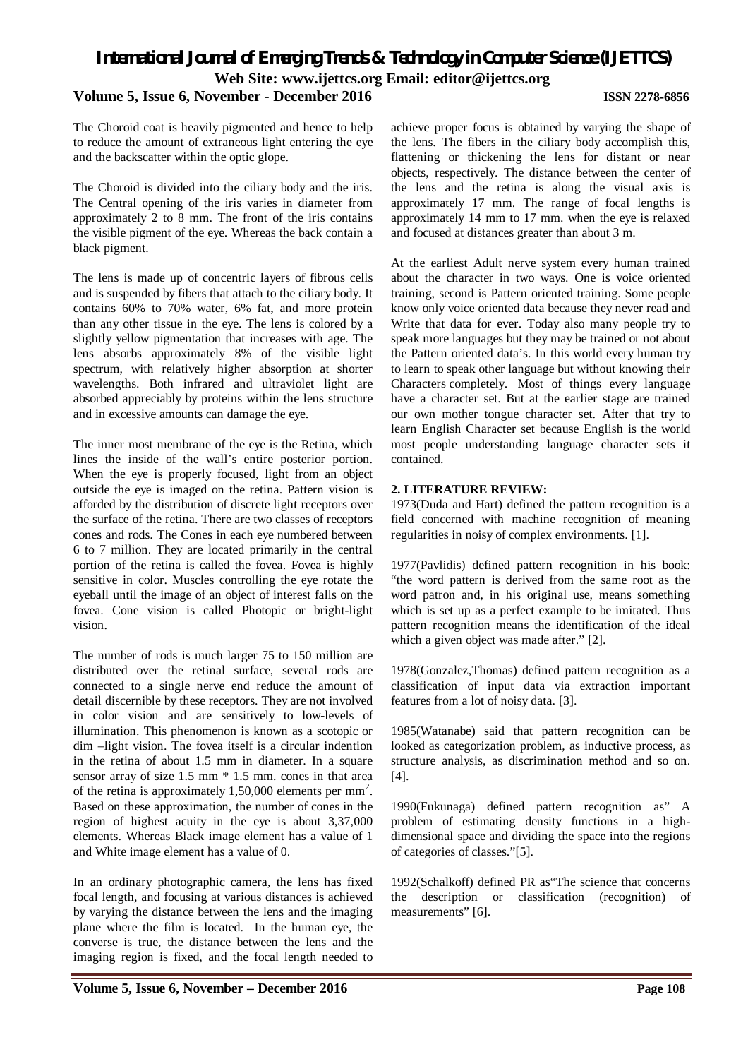The Choroid coat is heavily pigmented and hence to help to reduce the amount of extraneous light entering the eye and the backscatter within the optic glope.

The Choroid is divided into the ciliary body and the iris. The Central opening of the iris varies in diameter from approximately 2 to 8 mm. The front of the iris contains the visible pigment of the eye. Whereas the back contain a black pigment.

The lens is made up of concentric layers of fibrous cells and is suspended by fibers that attach to the ciliary body. It contains 60% to 70% water, 6% fat, and more protein than any other tissue in the eye. The lens is colored by a slightly yellow pigmentation that increases with age. The lens absorbs approximately 8% of the visible light spectrum, with relatively higher absorption at shorter wavelengths. Both infrared and ultraviolet light are absorbed appreciably by proteins within the lens structure and in excessive amounts can damage the eye.

The inner most membrane of the eye is the Retina, which lines the inside of the wall's entire posterior portion. When the eye is properly focused, light from an object outside the eye is imaged on the retina. Pattern vision is afforded by the distribution of discrete light receptors over the surface of the retina. There are two classes of receptors cones and rods. The Cones in each eye numbered between 6 to 7 million. They are located primarily in the central portion of the retina is called the fovea. Fovea is highly sensitive in color. Muscles controlling the eye rotate the eyeball until the image of an object of interest falls on the fovea. Cone vision is called Photopic or bright-light vision.

The number of rods is much larger 75 to 150 million are distributed over the retinal surface, several rods are connected to a single nerve end reduce the amount of detail discernible by these receptors. They are not involved in color vision and are sensitively to low-levels of illumination. This phenomenon is known as a scotopic or dim –light vision. The fovea itself is a circular indention in the retina of about 1.5 mm in diameter. In a square sensor array of size 1.5 mm * 1.5 mm. cones in that area of the retina is approximately 1,50,000 elements per $mm^2$. Based on these approximation, the number of cones in the region of highest acuity in the eye is about 3,37,000 elements. Whereas Black image element has a value of 1 and White image element has a value of 0.

In an ordinary photographic camera, the lens has fixed focal length, and focusing at various distances is achieved by varying the distance between the lens and the imaging plane where the film is located. In the human eye, the converse is true, the distance between the lens and the imaging region is fixed, and the focal length needed to achieve proper focus is obtained by varying the shape of the lens. The fibers in the ciliary body accomplish this, flattening or thickening the lens for distant or near objects, respectively. The distance between the center of the lens and the retina is along the visual axis is approximately 17 mm. The range of focal lengths is approximately 14 mm to 17 mm. when the eye is relaxed and focused at distances greater than about 3 m.

At the earliest Adult nerve system every human trained about the character in two ways. One is voice oriented training, second is Pattern oriented training. Some people know only voice oriented data because they never read and Write that data for ever. Today also many people try to speak more languages but they may be trained or not about the Pattern oriented data's. In this world every human try to learn to speak other language but without knowing their Characters completely. Most of things every language have a character set. But at the earlier stage are trained our own mother tongue character set. After that try to learn English Character set because English is the world most people understanding language character sets it contained.

## 2. LITERATURE REVIEW:

1973(Duda and Hart) defined the pattern recognition is a field concerned with machine recognition of meaning regularities in noisy of complex environments. [1].

1977(Pavlidis) defined pattern recognition in his book: "the word pattern is derived from the same root as the word patron and, in his original use, means something which is set up as a perfect example to be imitated. Thus pattern recognition means the identification of the ideal which a given object was made after." [2].

1978(Gonzalez,Thomas) defined pattern recognition as a classification of input data via extraction important features from a lot of noisy data. [3].

1985(Watanabe) said that pattern recognition can be looked as categorization problem, as inductive process, as structure analysis, as discrimination method and so on. [4].

1990(Fukunaga) defined pattern recognition as" A problem of estimating density functions in a high-dimensional space and dividing the space into the regions of categories of classes."[5].

1992(Schalkoff) defined PR as"The science that concerns the description or classification (recognition) of measurements" [6].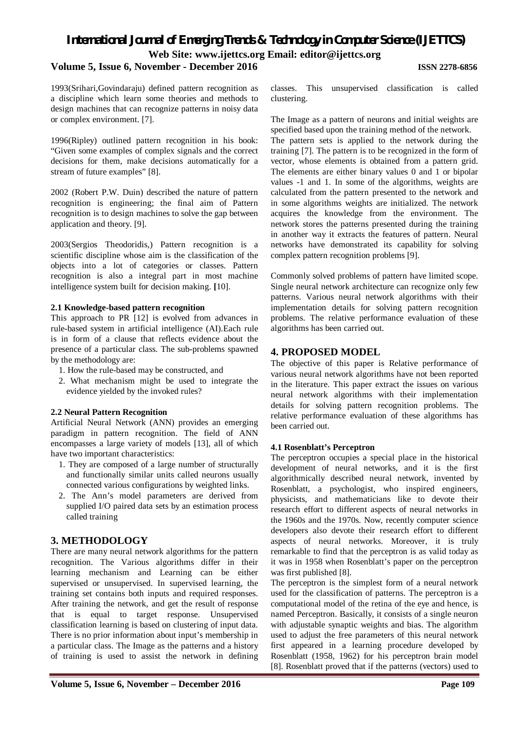1993(Srihari,Govindaraju) defined pattern recognition as a discipline which learn some theories and methods to design machines that can recognize patterns in noisy data or complex environment. [7].

1996(Ripley) outlined pattern recognition in his book: "Given some examples of complex signals and the correct decisions for them, make decisions automatically for a stream of future examples" [8].

2002 (Robert P.W. Duin) described the nature of pattern recognition is engineering; the final aim of Pattern recognition is to design machines to solve the gap between application and theory. [9].

2003(Sergios Theodoridis,) Pattern recognition is a scientific discipline whose aim is the classification of the objects into a lot of categories or classes. Pattern recognition is also a integral part in most machine intelligence system built for decision making. **[**10].

### 2.1 Knowledge-based pattern recognition

This approach to PR [12] is evolved from advances in rule-based system in artificial intelligence (AI).Each rule is in form of a clause that reflects evidence about the presence of a particular class. The sub-problems spawned by the methodology are:

1. How the rule-based may be constructed, and
2. What mechanism might be used to integrate the evidence yielded by the invoked rules?

### 2.2 Neural Pattern Recognition

Artificial Neural Network (ANN) provides an emerging paradigm in pattern recognition. The field of ANN encompasses a large variety of models [13], all of which have two important characteristics:

1. They are composed of a large number of structurally and functionally similar units called neurons usually connected various configurations by weighted links.
2. The Ann's model parameters are derived from supplied I/O paired data sets by an estimation process called training

## 3. METHODOLOGY

There are many neural network algorithms for the pattern recognition. The Various algorithms differ in their learning mechanism and Learning can be either supervised or unsupervised. In supervised learning, the training set contains both inputs and required responses. After training the network, and get the result of response that is equal to target response. Unsupervised classification learning is based on clustering of input data. There is no prior information about input's membership in a particular class. The Image as the patterns and a history of training is used to assist the network in defining classes. This unsupervised classification is called clustering.

The Image as a pattern of neurons and initial weights are specified based upon the training method of the network. The pattern sets is applied to the network during the training [7]. The pattern is to be recognized in the form of vector, whose elements is obtained from a pattern grid. The elements are either binary values 0 and 1 or bipolar values -1 and 1. In some of the algorithms, weights are calculated from the pattern presented to the network and in some algorithms weights are initialized. The network acquires the knowledge from the environment. The network stores the patterns presented during the training in another way it extracts the features of pattern. Neural networks have demonstrated its capability for solving complex pattern recognition problems [9].

Commonly solved problems of pattern have limited scope. Single neural network architecture can recognize only few patterns. Various neural network algorithms with their implementation details for solving pattern recognition problems. The relative performance evaluation of these algorithms has been carried out.

## 4. PROPOSED MODEL

The objective of this paper is Relative performance of various neural network algorithms have not been reported in the literature. This paper extract the issues on various neural network algorithms with their implementation details for solving pattern recognition problems. The relative performance evaluation of these algorithms has been carried out.

### 4.1 Rosenblatt's Perceptron

The perceptron occupies a special place in the historical development of neural networks, and it is the first algorithmically described neural network, invented by Rosenblatt, a psychologist, who inspired engineers, physicists, and mathematicians like to devote their research effort to different aspects of neural networks in the 1960s and the 1970s. Now, recently computer science developers also devote their research effort to different aspects of neural networks. Moreover, it is truly remarkable to find that the perceptron is as valid today as it was in 1958 when Rosenblatt's paper on the perceptron was first published [8].

The perceptron is the simplest form of a neural network used for the classification of patterns. The perceptron is a computational model of the retina of the eye and hence, is named Perceptron. Basically, it consists of a single neuron with adjustable synaptic weights and bias. The algorithm used to adjust the free parameters of this neural network first appeared in a learning procedure developed by Rosenblatt (1958, 1962) for his perceptron brain model [8]. Rosenblatt proved that if the patterns (vectors) used to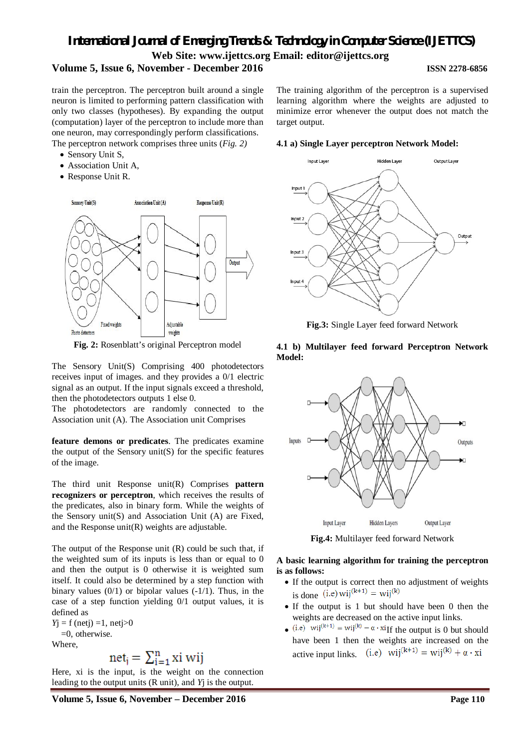train the perceptron. The perceptron built around a single neuron is limited to performing pattern classification with only two classes (hypotheses). By expanding the output (computation) layer of the perceptron to include more than one neuron, may correspondingly perform classifications.
The perceptron network comprises three units (*Fig. 2)*

- Sensory Unit S,
- Association Unit A,
- Response Unit R.

**Fig. 2:** Rosenblatt's original Perceptron model

The Sensory Unit(S) Comprising 400 photodetectors receives input of images. and they provides a 0/1 electric signal as an output. If the input signals exceed a threshold, then the photodetectors outputs 1 else 0.
The photodetectors are randomly connected to the Association unit (A). The Association unit Comprises

**feature demons or predicates**. The predicates examine the output of the Sensory unit(S) for the specific features of the image.

The third unit Response unit(R) Comprises **pattern recognizers or perceptron**, which receives the results of the predicates, also in binary form. While the weights of the Sensory unit(S) and Association Unit (A) are Fixed, and the Response unit(R) weights are adjustable.

The output of the Response unit (R) could be such that, if the weighted sum of its inputs is less than or equal to 0 and then the output is 0 otherwise it is weighted sum itself. It could also be determined by a step function with binary values (0/1) or bipolar values (-1/1). Thus, in the case of a step function yielding 0/1 output values, it is defined as

$Yj$ = f (netj) =1, netj>0
  =0, otherwise.
Where,

$$\mathrm{net_j} = \sum_{i=1}^{n} \mathrm{xi\ wij}$$

Here, xi is the input, is the weight on the connection leading to the output units (R unit), and $Yj$ is the output.

The training algorithm of the perceptron is a supervised learning algorithm where the weights are adjusted to minimize error whenever the output does not match the target output.

**4.1 a) Single Layer perceptron Network Model:**

**Fig.3:** Single Layer feed forward Network

**4.1 b) Multilayer feed forward Perceptron Network Model:**

**Fig.4:** Multilayer feed forward Network

**A basic learning algorithm for training the perceptron is as follows:**

- If the output is correct then no adjustment of weights is done (i.e) $\mathrm{wij}^{(k+1)} = \mathrm{wij}^{(k)}$
- If the output is 1 but should have been 0 then the weights are decreased on the active input links.
- (i.e) $\mathrm{wij}^{(k+1)} = \mathrm{wij}^{(k)} - \alpha \cdot \mathrm{xi}$ If the output is 0 but should have been 1 then the weights are increased on the active input links. (i.e) $\mathrm{wij}^{(k+1)} = \mathrm{wij}^{(k)} + \alpha \cdot \mathrm{xi}$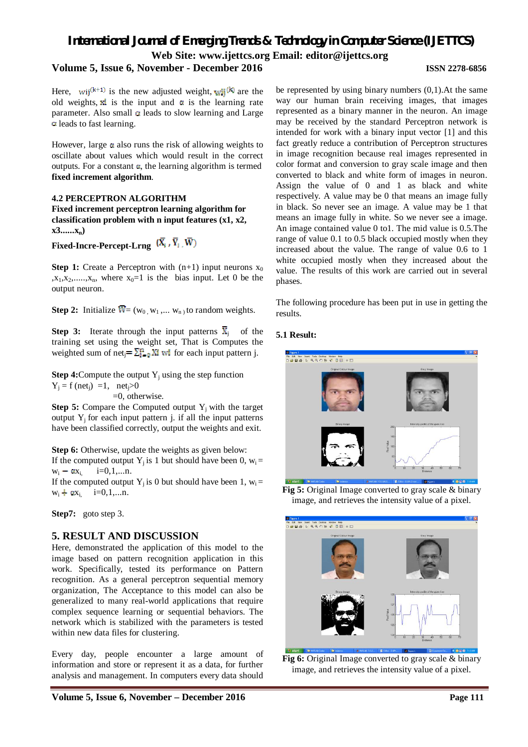Here, $w_{ij}^{(k+1)}$ is the new adjusted weight, $w_{ij}^{(k)}$ are the old weights, $x_i$ is the input and $\alpha$ is the learning rate parameter. Also small $\alpha$ leads to slow learning and Large $\alpha$ leads to fast learning.

However, large $\alpha$ also runs the risk of allowing weights to oscillate about values which would result in the correct outputs. For a constant $\alpha$, the learning algorithm is termed **fixed increment algorithm**.

### 4.2 PERCEPTRON ALGORITHM

**Fixed increment perceptron learning algorithm for classification problem with n input features (x1, x2, x3......$x_n$)**

**Fixed-Incre-Percept-Lrng** $(\bar{X}_i, \bar{Y}_i, \bar{W})$

**Step 1:** Create a Perceptron with (n+1) input neurons $x_0$, $x_1, x_2, ......, x_n$, where $x_0=1$ is the bias input. Let 0 be the output neuron.

**Step 2:** Initialize $\bar{W} = (w_0, w_1, ... w_n)$ to random weights.

**Step 3:** Iterate through the input patterns $\bar{X}_j$ of the training set using the weight set, That is Computes the weighted sum of $net_j = \sum_{i=0}^{n} x_i w_i$ for each input pattern j.

**Step 4:** Compute the output $Y_j$ using the step function

$Y_j = f(net_j) = 1, \quad net_j > 0$

$= 0$, otherwise.

**Step 5:** Compare the Computed output $Y_j$ with the target output $Y_j$ for each input pattern j. if all the input patterns have been classified correctly, output the weights and exit.

**Step 6:** Otherwise, update the weights as given below:

If the computed output $Y_j$ is 1 but should have been 0, $w_i = w_i - \alpha x_i$, $\quad i=0,1,...n$.

If the computed output $Y_j$ is 0 but should have been 1, $w_i = w_i + \alpha x_i$, $\quad i=0,1,...n$.

**Step7:** goto step 3.

## 5. RESULT AND DISCUSSION

Here, demonstrated the application of this model to the image based on pattern recognition application in this work. Specifically, tested its performance on Pattern recognition. As a general perceptron sequential memory organization, The Acceptance to this model can also be generalized to many real-world applications that require complex sequence learning or sequential behaviors. The network which is stabilized with the parameters is tested within new data files for clustering.

Every day, people encounter a large amount of information and store or represent it as a data, for further analysis and management. In computers every data should be represented by using binary numbers (0,1).At the same way our human brain receiving images, that images represented as a binary manner in the neuron. An image may be received by the standard Perceptron network is intended for work with a binary input vector [1] and this fact greatly reduce a contribution of Perceptron structures in image recognition because real images represented in color format and conversion to gray scale image and then converted to black and white form of images in neuron. Assign the value of 0 and 1 as black and white respectively. A value may be 0 that means an image fully in black. So never see an image. A value may be 1 that means an image fully in white. So we never see a image. An image contained value 0 to1. The mid value is 0.5.The range of value 0.1 to 0.5 black occupied mostly when they increased about the value. The range of value 0.6 to 1 white occupied mostly when they increased about the value. The results of this work are carried out in several phases.

The following procedure has been put in use in getting the results.

### 5.1 Result:

**Fig 5:** Original Image converted to gray scale & binary image, and retrieves the intensity value of a pixel.

**Fig 6:** Original Image converted to gray scale & binary image, and retrieves the intensity value of a pixel.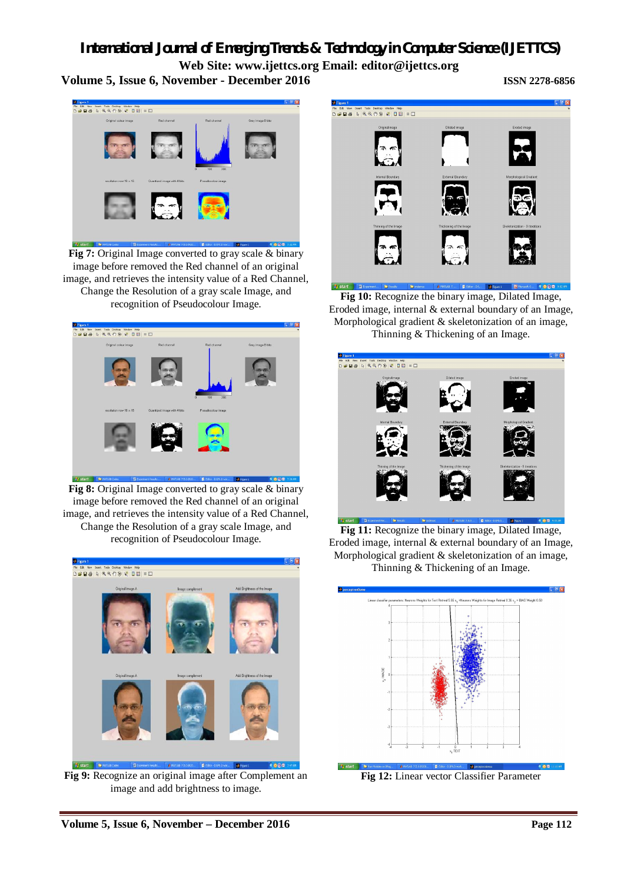**Fig 7:** Original Image converted to gray scale & binary image before removed the Red channel of an original image, and retrieves the intensity value of a Red Channel, Change the Resolution of a gray scale Image, and recognition of Pseudocolour Image.

**Fig 8:** Original Image converted to gray scale & binary image before removed the Red channel of an original image, and retrieves the intensity value of a Red Channel, Change the Resolution of a gray scale Image, and recognition of Pseudocolour Image.

**Fig 9:** Recognize an original image after Complement an image and add brightness to image.

**Fig 10:** Recognize the binary image, Dilated Image, Eroded image, internal & external boundary of an Image, Morphological gradient & skeletonization of an image, Thinning & Thickening of an Image.

**Fig 11:** Recognize the binary image, Dilated Image, Eroded image, internal & external boundary of an Image, Morphological gradient & skeletonization of an image, Thinning & Thickening of an Image.

**Fig 12:** Linear vector Classifier Parameter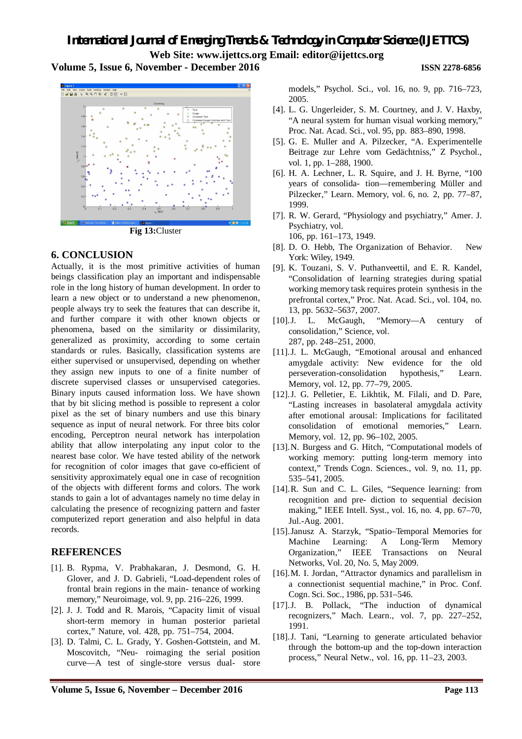Fig 13:Cluster

## 6. CONCLUSION

Actually, it is the most primitive activities of human beings classification play an important and indispensable role in the long history of human development. In order to learn a new object or to understand a new phenomenon, people always try to seek the features that can describe it, and further compare it with other known objects or phenomena, based on the similarity or dissimilarity, generalized as proximity, according to some certain standards or rules. Basically, classification systems are either supervised or unsupervised, depending on whether they assign new inputs to one of a finite number of discrete supervised classes or unsupervised categories. Binary inputs caused information loss. We have shown that by bit slicing method is possible to represent a color pixel as the set of binary numbers and use this binary sequence as input of neural network. For three bits color encoding, Perceptron neural network has interpolation ability that allow interpolating any input color to the nearest base color. We have tested ability of the network for recognition of color images that gave co-efficient of sensitivity approximately equal one in case of recognition of the objects with different forms and colors. The work stands to gain a lot of advantages namely no time delay in calculating the presence of recognizing pattern and faster computerized report generation and also helpful in data records.

## REFERENCES

[1]. B. Rypma, V. Prabhakaran, J. Desmond, G. H. Glover, and J. D. Gabrieli, "Load-dependent roles of frontal brain regions in the main- tenance of working memory," Neuroimage, vol. 9, pp. 216–226, 1999.

[2]. J. J. Todd and R. Marois, "Capacity limit of visual short-term memory in human posterior parietal cortex," Nature, vol. 428, pp. 751–754, 2004.

[3]. D. Talmi, C. L. Grady, Y. Goshen-Gottstein, and M. Moscovitch, "Neu- roimaging the serial position curve—A test of single-store versus dual- store models," Psychol. Sci., vol. 16, no. 9, pp. 716–723, 2005.

[4]. L. G. Ungerleider, S. M. Courtney, and J. V. Haxby, "A neural system for human visual working memory," Proc. Nat. Acad. Sci., vol. 95, pp. 883–890, 1998.

[5]. G. E. Muller and A. Pilzecker, "A. Experimentelle Beitrage zur Lehre vom Gedächtniss," Z Psychol., vol. 1, pp. 1–288, 1900.

[6]. H. A. Lechner, L. R. Squire, and J. H. Byrne, "100 years of consolida- tion—remembering Müller and Pilzecker," Learn. Memory, vol. 6, no. 2, pp. 77–87, 1999.

[7]. R. W. Gerard, "Physiology and psychiatry," Amer. J. Psychiatry, vol. 106, pp. 161–173, 1949.

[8]. D. O. Hebb, The Organization of Behavior. New York: Wiley, 1949.

[9]. K. Touzani, S. V. Puthanveettil, and E. R. Kandel, "Consolidation of learning strategies during spatial working memory task requires protein synthesis in the prefrontal cortex," Proc. Nat. Acad. Sci., vol. 104, no. 13, pp. 5632–5637, 2007.

[10]. J. L. McGaugh, "Memory—A century of consolidation," Science, vol. 287, pp. 248–251, 2000.

[11]. J. L. McGaugh, "Emotional arousal and enhanced amygdale activity: New evidence for the old perseveration-consolidation hypothesis," Learn. Memory, vol. 12, pp. 77–79, 2005.

[12]. J. G. Pelletier, E. Likhtik, M. Filali, and D. Pare, "Lasting increases in basolateral amygdala activity after emotional arousal: Implications for facilitated consolidation of emotional memories," Learn. Memory, vol. 12, pp. 96–102, 2005.

[13]. N. Burgess and G. Hitch, "Computational models of working memory: putting long-term memory into context," Trends Cogn. Sciences., vol. 9, no. 11, pp. 535–541, 2005.

[14]. R. Sun and C. L. Giles, "Sequence learning: from recognition and pre- diction to sequential decision making," IEEE Intell. Syst., vol. 16, no. 4, pp. 67–70, Jul.-Aug. 2001.

[15]. Janusz A. Starzyk, "Spatio–Temporal Memories for Machine Learning: A Long-Term Memory Organization," IEEE Transactions on Neural Networks, Vol. 20, No. 5, May 2009.

[16]. M. I. Jordan, "Attractor dynamics and parallelism in a connectionist sequential machine," in Proc. Conf. Cogn. Sci. Soc., 1986, pp. 531–546.

[17]. J. B. Pollack, "The induction of dynamical recognizers," Mach. Learn., vol. 7, pp. 227–252, 1991.

[18]. J. Tani, "Learning to generate articulated behavior through the bottom-up and the top-down interaction process," Neural Netw., vol. 16, pp. 11–23, 2003.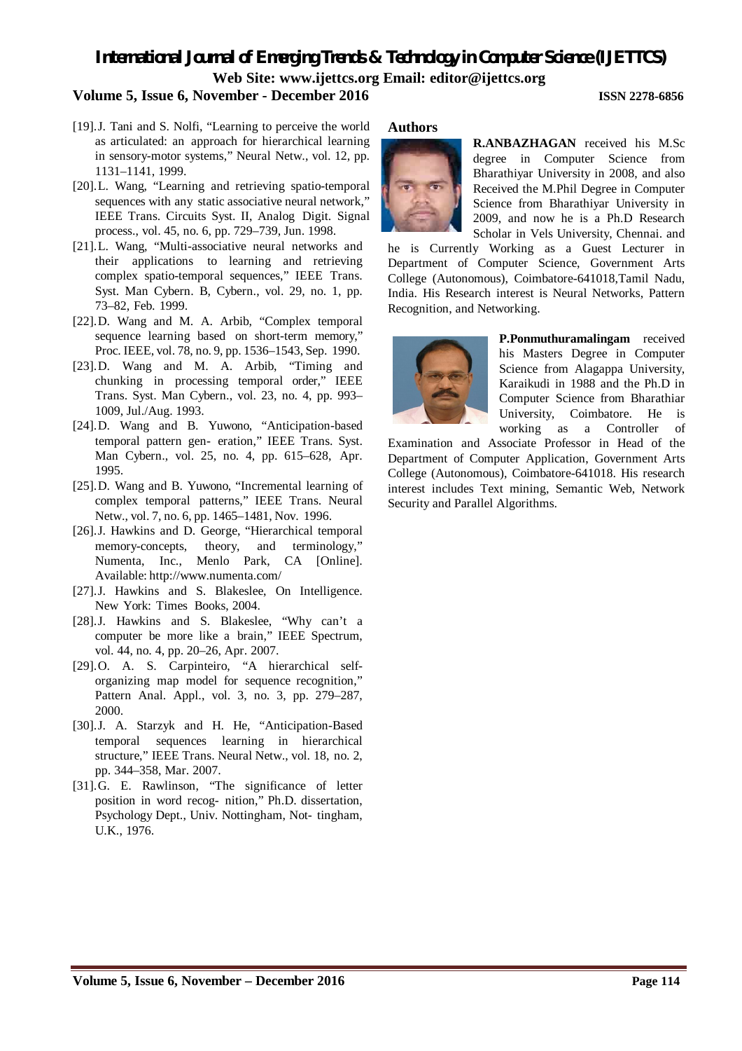[19]. J. Tani and S. Nolfi, "Learning to perceive the world as articulated: an approach for hierarchical learning in sensory-motor systems," Neural Netw., vol. 12, pp. 1131–1141, 1999.

[20]. L. Wang, "Learning and retrieving spatio-temporal sequences with any static associative neural network," IEEE Trans. Circuits Syst. II, Analog Digit. Signal process., vol. 45, no. 6, pp. 729–739, Jun. 1998.

[21]. L. Wang, "Multi-associative neural networks and their applications to learning and retrieving complex spatio-temporal sequences," IEEE Trans. Syst. Man Cybern. B, Cybern., vol. 29, no. 1, pp. 73–82, Feb. 1999.

[22]. D. Wang and M. A. Arbib, "Complex temporal sequence learning based on short-term memory," Proc. IEEE, vol. 78, no. 9, pp. 1536–1543, Sep. 1990.

[23]. D. Wang and M. A. Arbib, "Timing and chunking in processing temporal order," IEEE Trans. Syst. Man Cybern., vol. 23, no. 4, pp. 993–1009, Jul./Aug. 1993.

[24]. D. Wang and B. Yuwono, "Anticipation-based temporal pattern gen- eration," IEEE Trans. Syst. Man Cybern., vol. 25, no. 4, pp. 615–628, Apr. 1995.

[25]. D. Wang and B. Yuwono, "Incremental learning of complex temporal patterns," IEEE Trans. Neural Netw., vol. 7, no. 6, pp. 1465–1481, Nov. 1996.

[26]. J. Hawkins and D. George, "Hierarchical temporal memory-concepts, theory, and terminology," Numenta, Inc., Menlo Park, CA [Online]. Available: http://www.numenta.com/

[27]. J. Hawkins and S. Blakeslee, On Intelligence. New York: Times Books, 2004.

[28]. J. Hawkins and S. Blakeslee, "Why can't a computer be more like a brain," IEEE Spectrum, vol. 44, no. 4, pp. 20–26, Apr. 2007.

[29]. O. A. S. Carpinteiro, "A hierarchical self-organizing map model for sequence recognition," Pattern Anal. Appl., vol. 3, no. 3, pp. 279–287, 2000.

[30]. J. A. Starzyk and H. He, "Anticipation-Based temporal sequences learning in hierarchical structure," IEEE Trans. Neural Netw., vol. 18, no. 2, pp. 344–358, Mar. 2007.

[31]. G. E. Rawlinson, "The significance of letter position in word recog- nition," Ph.D. dissertation, Psychology Dept., Univ. Nottingham, Not- tingham, U.K., 1976.

## Authors

**R.ANBAZHAGAN** received his M.Sc degree in Computer Science from Bharathiyar University in 2008, and also Received the M.Phil Degree in Computer Science from Bharathiyar University in 2009, and now he is a Ph.D Research Scholar in Vels University, Chennai. and he is Currently Working as a Guest Lecturer in Department of Computer Science, Government Arts College (Autonomous), Coimbatore-641018,Tamil Nadu, India. His Research interest is Neural Networks, Pattern Recognition, and Networking.

**P.Ponmuthuramalingam** received his Masters Degree in Computer Science from Alagappa University, Karaikudi in 1988 and the Ph.D in Computer Science from Bharathiar University, Coimbatore. He is working as a Controller of Examination and Associate Professor in Head of the Department of Computer Application, Government Arts College (Autonomous), Coimbatore-641018. His research interest includes Text mining, Semantic Web, Network Security and Parallel Algorithms.